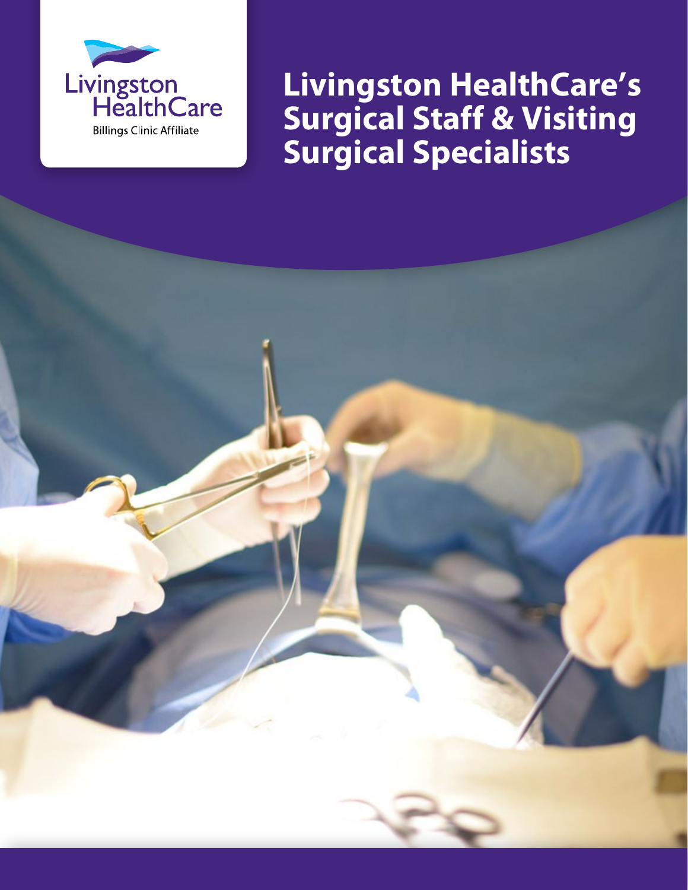Livingston HealthCare

Billings Clinic Affiliate

# Livingston HealthCare's Surgical Staff & Visiting Surgical Specialists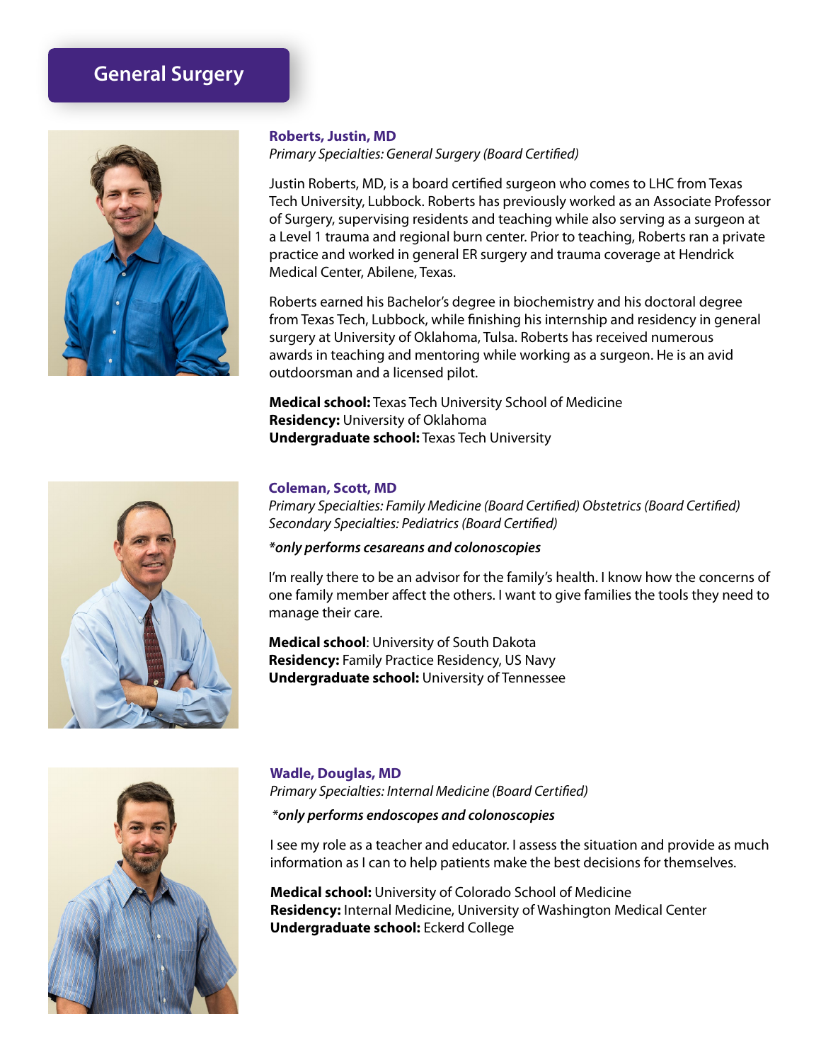# General Surgery

### Roberts, Justin, MD

*Primary Specialties: General Surgery (Board Certified)*

Justin Roberts, MD, is a board certified surgeon who comes to LHC from Texas Tech University, Lubbock. Roberts has previously worked as an Associate Professor of Surgery, supervising residents and teaching while also serving as a surgeon at a Level 1 trauma and regional burn center. Prior to teaching, Roberts ran a private practice and worked in general ER surgery and trauma coverage at Hendrick Medical Center, Abilene, Texas.

Roberts earned his Bachelor's degree in biochemistry and his doctoral degree from Texas Tech, Lubbock, while finishing his internship and residency in general surgery at University of Oklahoma, Tulsa. Roberts has received numerous awards in teaching and mentoring while working as a surgeon. He is an avid outdoorsman and a licensed pilot.

**Medical school:** Texas Tech University School of Medicine
**Residency:** University of Oklahoma
**Undergraduate school:** Texas Tech University

### Coleman, Scott, MD

*Primary Specialties: Family Medicine (Board Certified) Obstetrics (Board Certified)*
*Secondary Specialties: Pediatrics (Board Certified)*

***only performs cesareans and colonoscopies***

I'm really there to be an advisor for the family's health. I know how the concerns of one family member affect the others. I want to give families the tools they need to manage their care.

**Medical school**: University of South Dakota
**Residency:** Family Practice Residency, US Navy
**Undergraduate school:** University of Tennessee

### Wadle, Douglas, MD

*Primary Specialties: Internal Medicine (Board Certified)*

***only performs endoscopes and colonoscopies***

I see my role as a teacher and educator. I assess the situation and provide as much information as I can to help patients make the best decisions for themselves.

**Medical school:** University of Colorado School of Medicine
**Residency:** Internal Medicine, University of Washington Medical Center
**Undergraduate school:** Eckerd College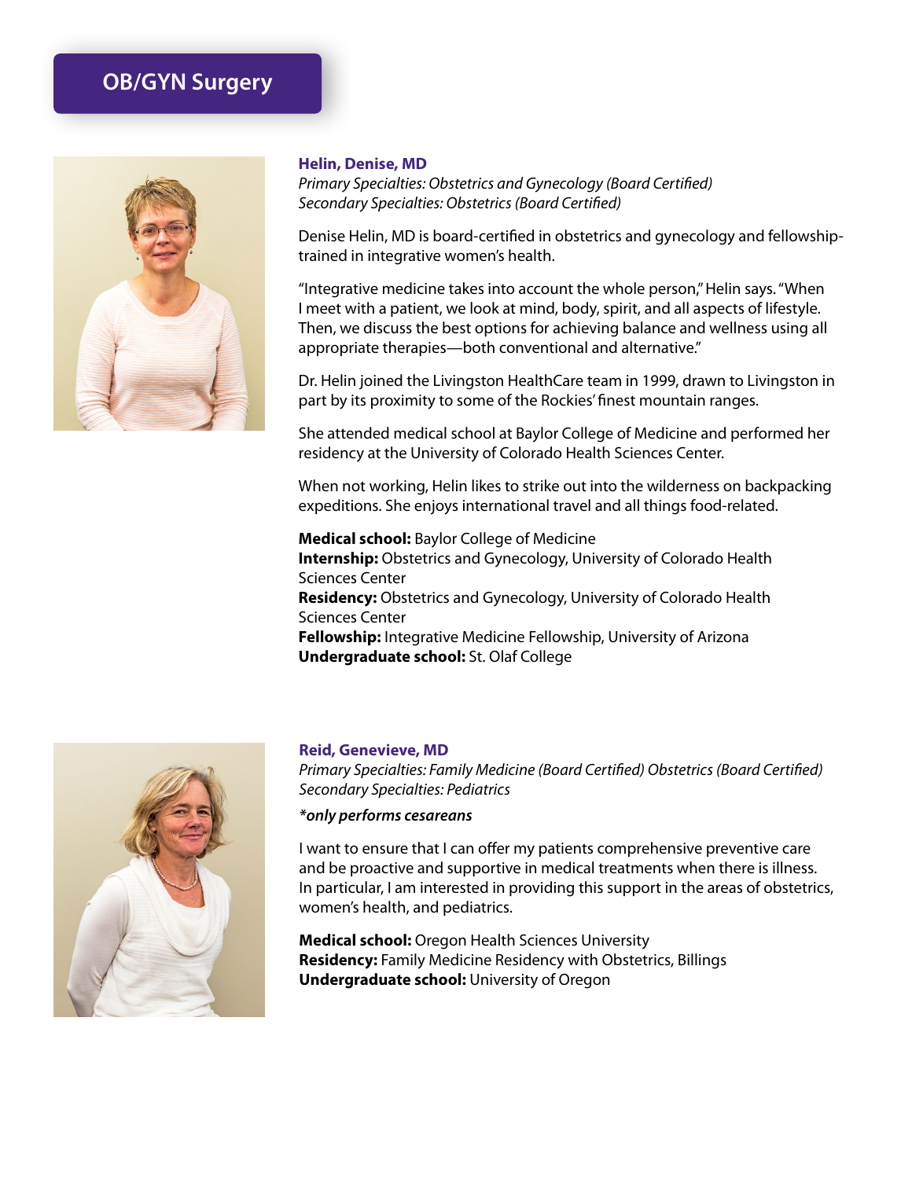# OB/GYN Surgery

### Helin, Denise, MD

*Primary Specialties: Obstetrics and Gynecology (Board Certified)*
*Secondary Specialties: Obstetrics (Board Certified)*

Denise Helin, MD is board-certified in obstetrics and gynecology and fellowship-trained in integrative women's health.

"Integrative medicine takes into account the whole person," Helin says. "When I meet with a patient, we look at mind, body, spirit, and all aspects of lifestyle. Then, we discuss the best options for achieving balance and wellness using all appropriate therapies—both conventional and alternative."

Dr. Helin joined the Livingston HealthCare team in 1999, drawn to Livingston in part by its proximity to some of the Rockies' finest mountain ranges.

She attended medical school at Baylor College of Medicine and performed her residency at the University of Colorado Health Sciences Center.

When not working, Helin likes to strike out into the wilderness on backpacking expeditions. She enjoys international travel and all things food-related.

**Medical school:** Baylor College of Medicine
**Internship:** Obstetrics and Gynecology, University of Colorado Health Sciences Center
**Residency:** Obstetrics and Gynecology, University of Colorado Health Sciences Center
**Fellowship:** Integrative Medicine Fellowship, University of Arizona
**Undergraduate school:** St. Olaf College

### Reid, Genevieve, MD

*Primary Specialties: Family Medicine (Board Certified) Obstetrics (Board Certified)*
*Secondary Specialties: Pediatrics*

***only performs cesareans**

I want to ensure that I can offer my patients comprehensive preventive care and be proactive and supportive in medical treatments when there is illness. In particular, I am interested in providing this support in the areas of obstetrics, women's health, and pediatrics.

**Medical school:** Oregon Health Sciences University
**Residency:** Family Medicine Residency with Obstetrics, Billings
**Undergraduate school:** University of Oregon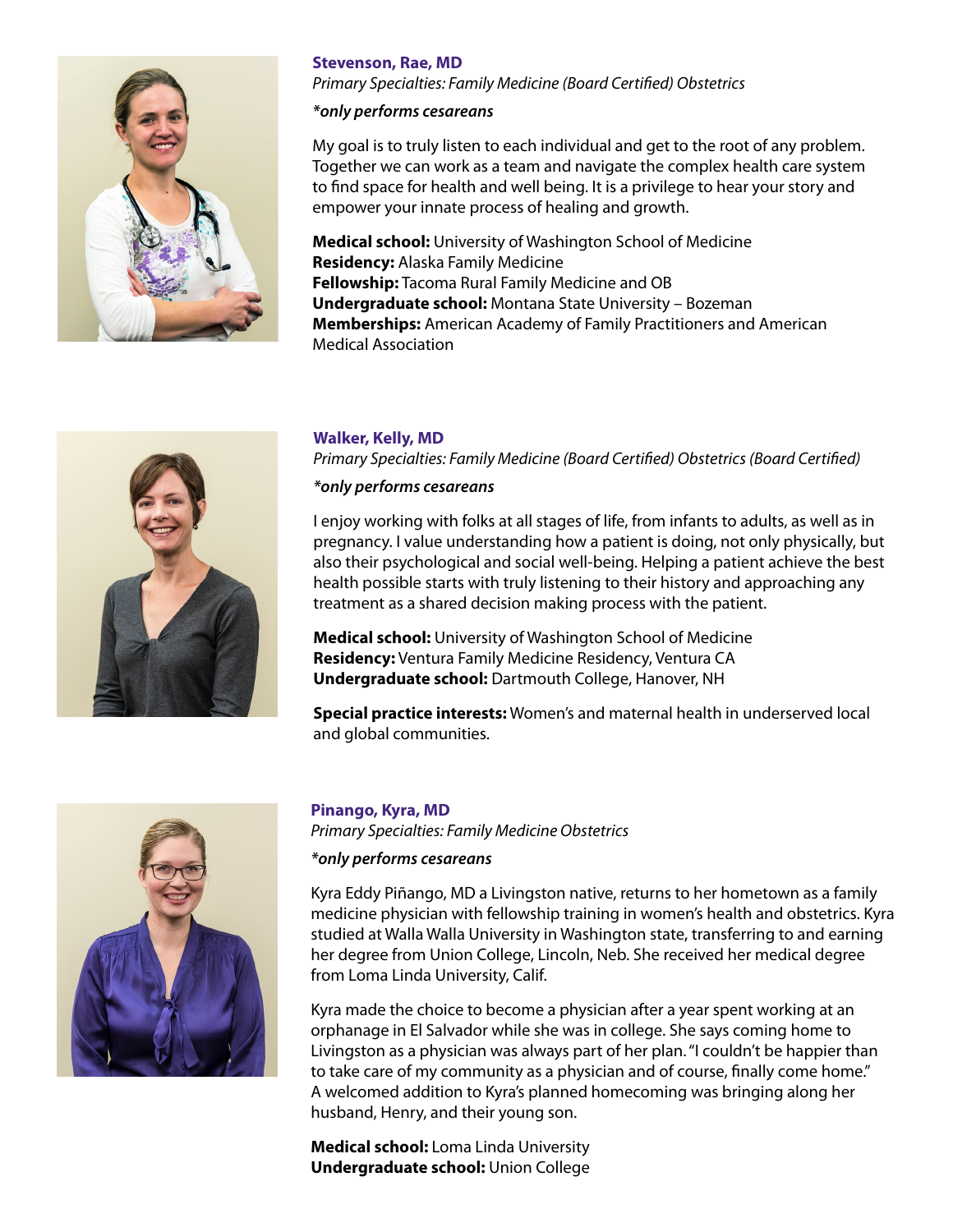### Stevenson, Rae, MD

*Primary Specialties: Family Medicine (Board Certified) Obstetrics*

***only performs cesareans***

My goal is to truly listen to each individual and get to the root of any problem. Together we can work as a team and navigate the complex health care system to find space for health and well being. It is a privilege to hear your story and empower your innate process of healing and growth.

**Medical school:** University of Washington School of Medicine
**Residency:** Alaska Family Medicine
**Fellowship:** Tacoma Rural Family Medicine and OB
**Undergraduate school:** Montana State University – Bozeman
**Memberships:** American Academy of Family Practitioners and American Medical Association

### Walker, Kelly, MD

*Primary Specialties: Family Medicine (Board Certified) Obstetrics (Board Certified)*

***only performs cesareans***

I enjoy working with folks at all stages of life, from infants to adults, as well as in pregnancy. I value understanding how a patient is doing, not only physically, but also their psychological and social well-being. Helping a patient achieve the best health possible starts with truly listening to their history and approaching any treatment as a shared decision making process with the patient.

**Medical school:** University of Washington School of Medicine
**Residency:** Ventura Family Medicine Residency, Ventura CA
**Undergraduate school:** Dartmouth College, Hanover, NH

**Special practice interests:** Women's and maternal health in underserved local and global communities.

### Pinango, Kyra, MD

*Primary Specialties: Family Medicine Obstetrics*

***only performs cesareans***

Kyra Eddy Piñango, MD a Livingston native, returns to her hometown as a family medicine physician with fellowship training in women's health and obstetrics. Kyra studied at Walla Walla University in Washington state, transferring to and earning her degree from Union College, Lincoln, Neb. She received her medical degree from Loma Linda University, Calif.

Kyra made the choice to become a physician after a year spent working at an orphanage in El Salvador while she was in college. She says coming home to Livingston as a physician was always part of her plan. "I couldn't be happier than to take care of my community as a physician and of course, finally come home." A welcomed addition to Kyra's planned homecoming was bringing along her husband, Henry, and their young son.

**Medical school:** Loma Linda University
**Undergraduate school:** Union College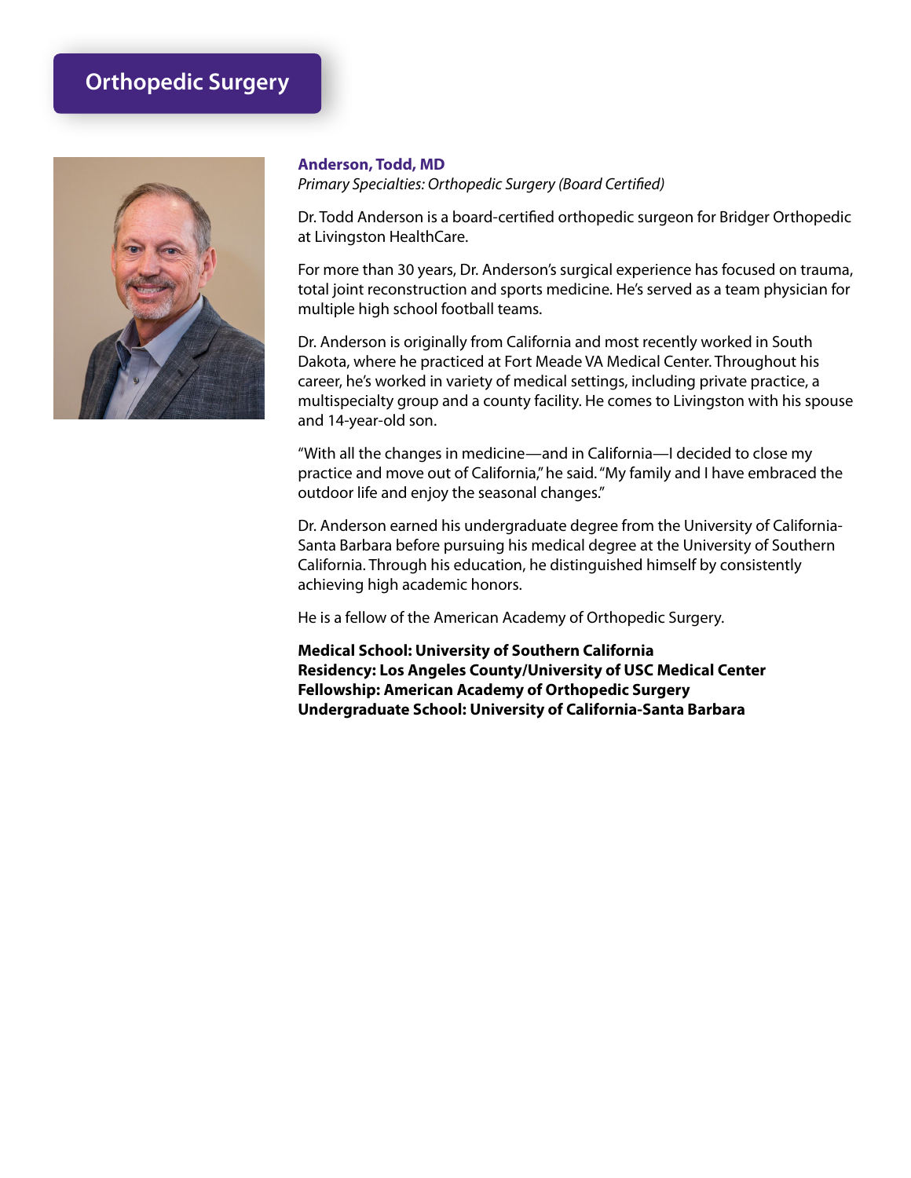# Orthopedic Surgery

**Anderson, Todd, MD**
*Primary Specialties: Orthopedic Surgery (Board Certified)*

Dr. Todd Anderson is a board-certified orthopedic surgeon for Bridger Orthopedic at Livingston HealthCare.

For more than 30 years, Dr. Anderson's surgical experience has focused on trauma, total joint reconstruction and sports medicine. He's served as a team physician for multiple high school football teams.

Dr. Anderson is originally from California and most recently worked in South Dakota, where he practiced at Fort Meade VA Medical Center. Throughout his career, he's worked in variety of medical settings, including private practice, a multispecialty group and a county facility. He comes to Livingston with his spouse and 14-year-old son.

"With all the changes in medicine—and in California—I decided to close my practice and move out of California," he said. "My family and I have embraced the outdoor life and enjoy the seasonal changes."

Dr. Anderson earned his undergraduate degree from the University of California-Santa Barbara before pursuing his medical degree at the University of Southern California. Through his education, he distinguished himself by consistently achieving high academic honors.

He is a fellow of the American Academy of Orthopedic Surgery.

**Medical School: University of Southern California**
**Residency: Los Angeles County/University of USC Medical Center**
**Fellowship: American Academy of Orthopedic Surgery**
**Undergraduate School: University of California-Santa Barbara**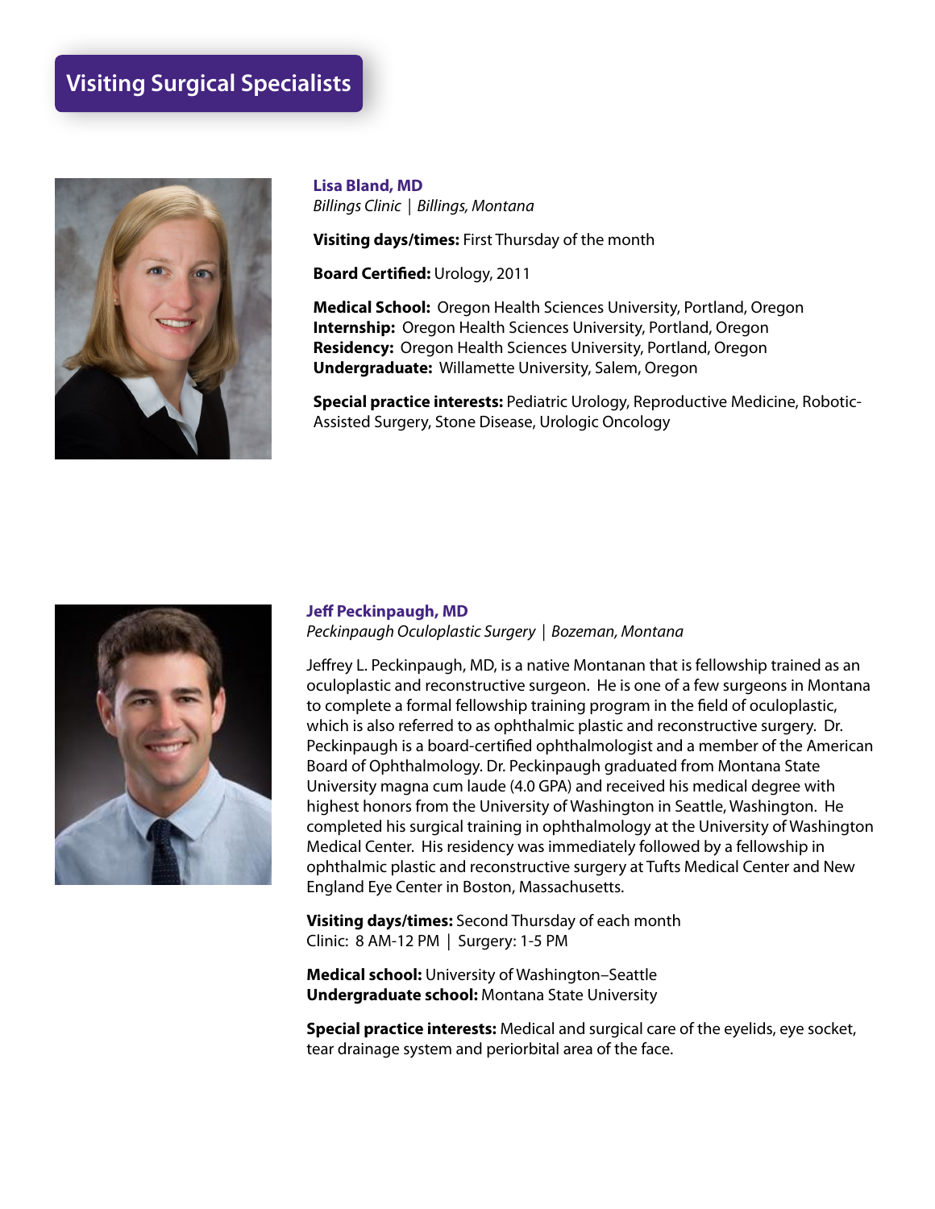# Visiting Surgical Specialists

**Lisa Bland, MD**
*Billings Clinic | Billings, Montana*

**Visiting days/times:** First Thursday of the month

**Board Certified:** Urology, 2011

**Medical School:** Oregon Health Sciences University, Portland, Oregon
**Internship:** Oregon Health Sciences University, Portland, Oregon
**Residency:** Oregon Health Sciences University, Portland, Oregon
**Undergraduate:** Willamette University, Salem, Oregon

**Special practice interests:** Pediatric Urology, Reproductive Medicine, Robotic-Assisted Surgery, Stone Disease, Urologic Oncology

**Jeff Peckinpaugh, MD**
*Peckinpaugh Oculoplastic Surgery | Bozeman, Montana*

Jeffrey L. Peckinpaugh, MD, is a native Montanan that is fellowship trained as an oculoplastic and reconstructive surgeon. He is one of a few surgeons in Montana to complete a formal fellowship training program in the field of oculoplastic, which is also referred to as ophthalmic plastic and reconstructive surgery. Dr. Peckinpaugh is a board-certified ophthalmologist and a member of the American Board of Ophthalmology. Dr. Peckinpaugh graduated from Montana State University magna cum laude (4.0 GPA) and received his medical degree with highest honors from the University of Washington in Seattle, Washington. He completed his surgical training in ophthalmology at the University of Washington Medical Center. His residency was immediately followed by a fellowship in ophthalmic plastic and reconstructive surgery at Tufts Medical Center and New England Eye Center in Boston, Massachusetts.

**Visiting days/times:** Second Thursday of each month
Clinic: 8 AM-12 PM | Surgery: 1-5 PM

**Medical school:** University of Washington–Seattle
**Undergraduate school:** Montana State University

**Special practice interests:** Medical and surgical care of the eyelids, eye socket, tear drainage system and periorbital area of the face.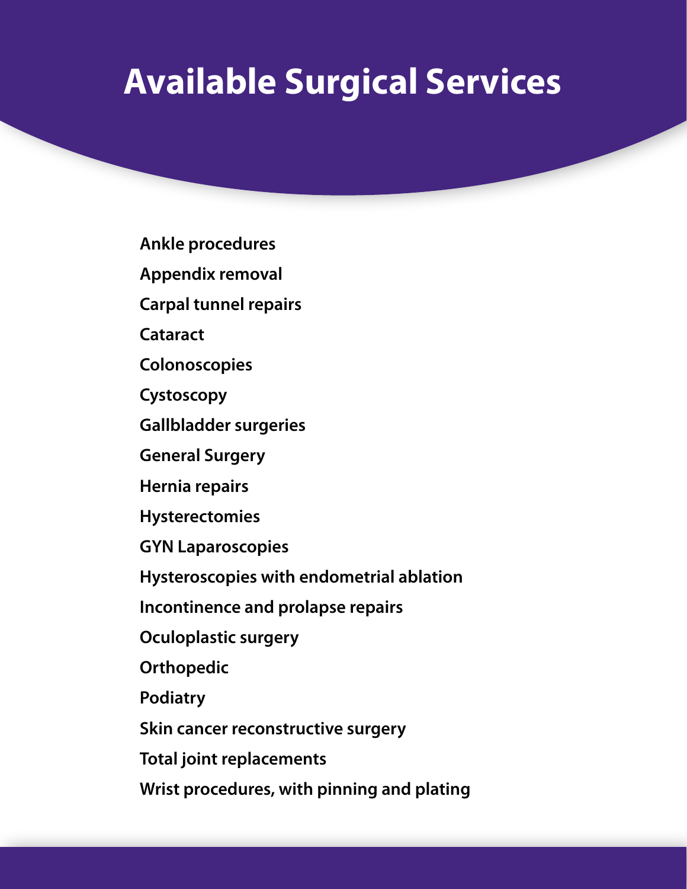# Available Surgical Services

**Ankle procedures**

**Appendix removal**

**Carpal tunnel repairs**

**Cataract**

**Colonoscopies**

**Cystoscopy**

**Gallbladder surgeries**

**General Surgery**

**Hernia repairs**

**Hysterectomies**

**GYN Laparoscopies**

**Hysteroscopies with endometrial ablation**

**Incontinence and prolapse repairs**

**Oculoplastic surgery**

**Orthopedic**

**Podiatry**

**Skin cancer reconstructive surgery**

**Total joint replacements**

**Wrist procedures, with pinning and plating**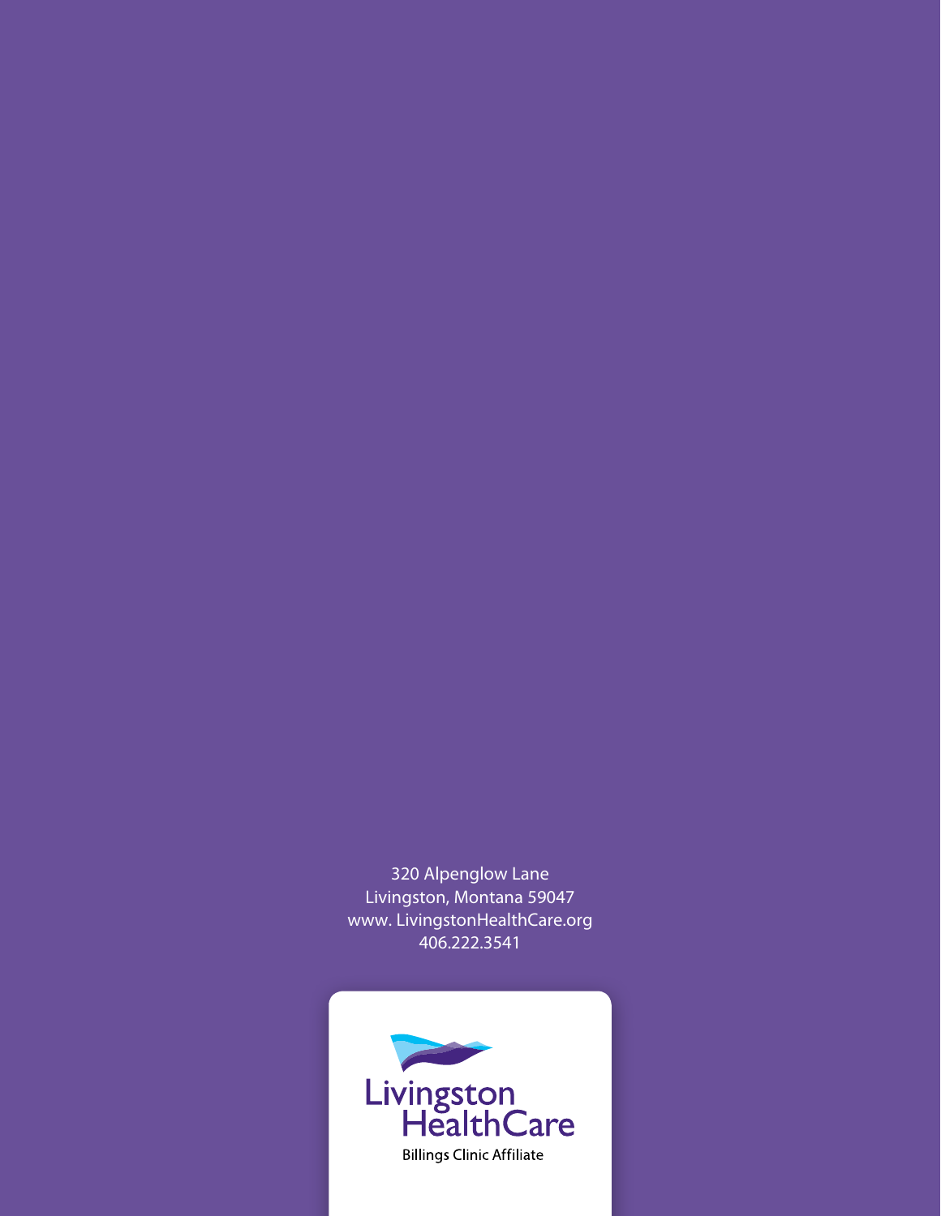320 Alpenglow Lane
Livingston, Montana 59047
www. LivingstonHealthCare.org
406.222.3541

Livingston HealthCare

Billings Clinic Affiliate